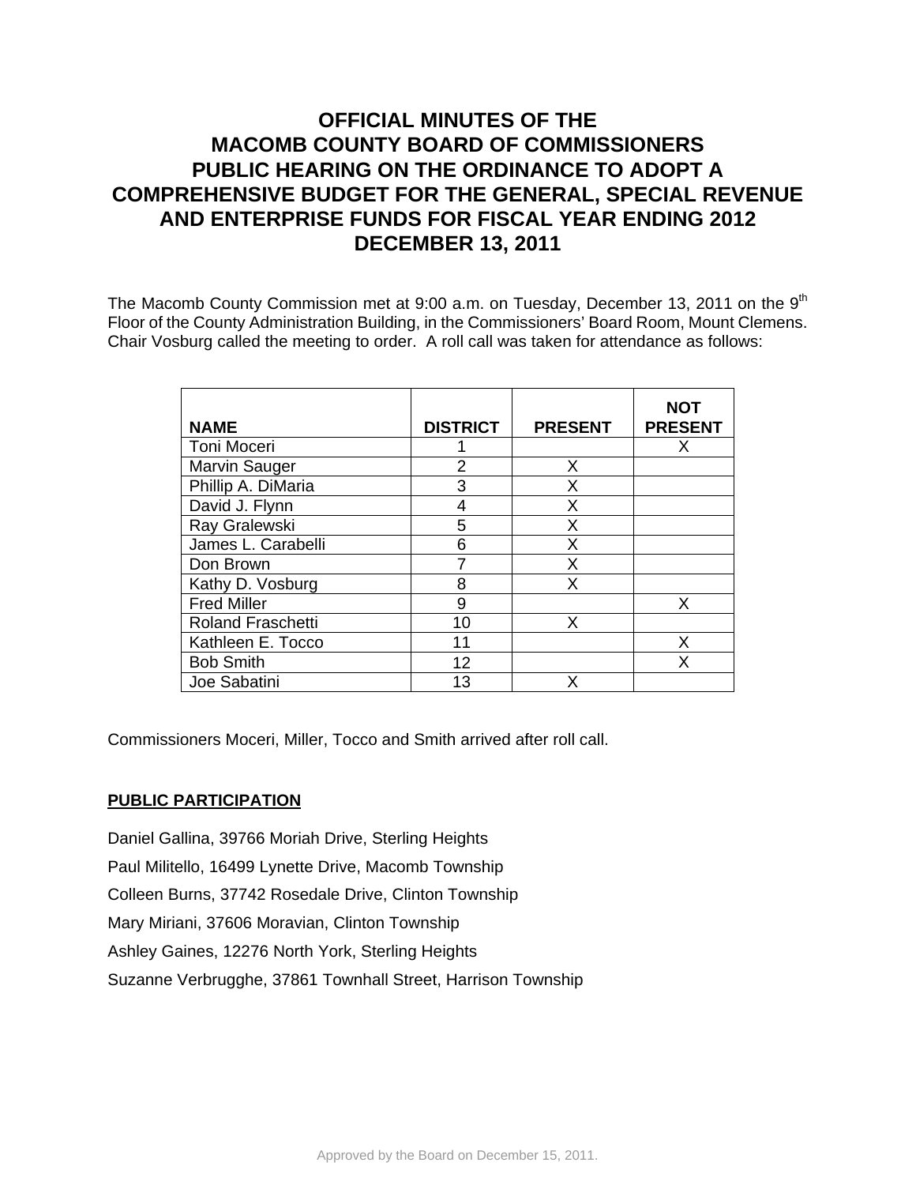# OFFICIAL MINUTES OF THE MACOMB COUNTY BOARD OF COMMISSIONERS PUBLIC HEARING ON THE ORDINANCE TO ADOPT A COMPREHENSIVE BUDGET FOR THE GENERAL, SPECIAL REVENUE AND ENTERPRISE FUNDS FOR FISCAL YEAR ENDING 2012 DECEMBER 13, 2011

The Macomb County Commission met at 9:00 a.m. on Tuesday, December 13, 2011 on the 9th Floor of the County Administration Building, in the Commissioners' Board Room, Mount Clemens. Chair Vosburg called the meeting to order. A roll call was taken for attendance as follows:

| NAME | DISTRICT | PRESENT | NOT PRESENT |
|---|---|---|---|
| Toni Moceri | 1 | | X |
| Marvin Sauger | 2 | X | |
| Phillip A. DiMaria | 3 | X | |
| David J. Flynn | 4 | X | |
| Ray Gralewski | 5 | X | |
| James L. Carabelli | 6 | X | |
| Don Brown | 7 | X | |
| Kathy D. Vosburg | 8 | X | |
| Fred Miller | 9 | | X |
| Roland Fraschetti | 10 | X | |
| Kathleen E. Tocco | 11 | | X |
| Bob Smith | 12 | | X |
| Joe Sabatini | 13 | X | |

Commissioners Moceri, Miller, Tocco and Smith arrived after roll call.

**PUBLIC PARTICIPATION**

Daniel Gallina, 39766 Moriah Drive, Sterling Heights

Paul Militello, 16499 Lynette Drive, Macomb Township

Colleen Burns, 37742 Rosedale Drive, Clinton Township

Mary Miriani, 37606 Moravian, Clinton Township

Ashley Gaines, 12276 North York, Sterling Heights

Suzanne Verbrugghe, 37861 Townhall Street, Harrison Township

Approved by the Board on December 15, 2011.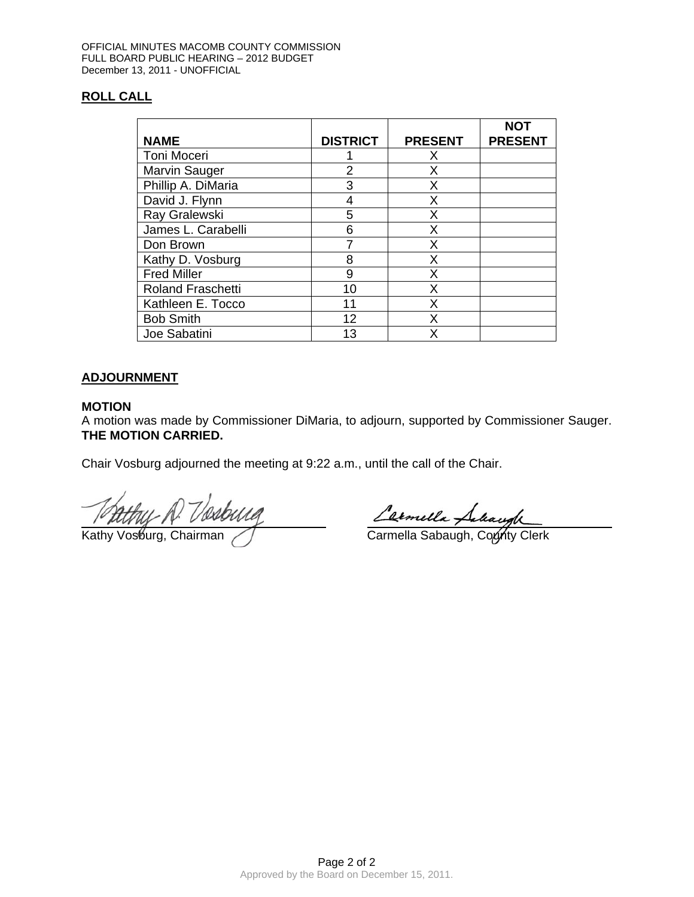OFFICIAL MINUTES MACOMB COUNTY COMMISSION
FULL BOARD PUBLIC HEARING – 2012 BUDGET
December 13, 2011 - UNOFFICIAL

## ROLL CALL

| NAME | DISTRICT | PRESENT | NOT PRESENT |
|---|---|---|---|
| Toni Moceri | 1 | X | |
| Marvin Sauger | 2 | X | |
| Phillip A. DiMaria | 3 | X | |
| David J. Flynn | 4 | X | |
| Ray Gralewski | 5 | X | |
| James L. Carabelli | 6 | X | |
| Don Brown | 7 | X | |
| Kathy D. Vosburg | 8 | X | |
| Fred Miller | 9 | X | |
| Roland Fraschetti | 10 | X | |
| Kathleen E. Tocco | 11 | X | |
| Bob Smith | 12 | X | |
| Joe Sabatini | 13 | X | |

## ADJOURNMENT

**MOTION**
A motion was made by Commissioner DiMaria, to adjourn, supported by Commissioner Sauger.
**THE MOTION CARRIED.**

Chair Vosburg adjourned the meeting at 9:22 a.m., until the call of the Chair.

Kathy Vosburg, Chairman

Carmella Sabaugh, County Clerk

Approved by the Board on December 15, 2011.